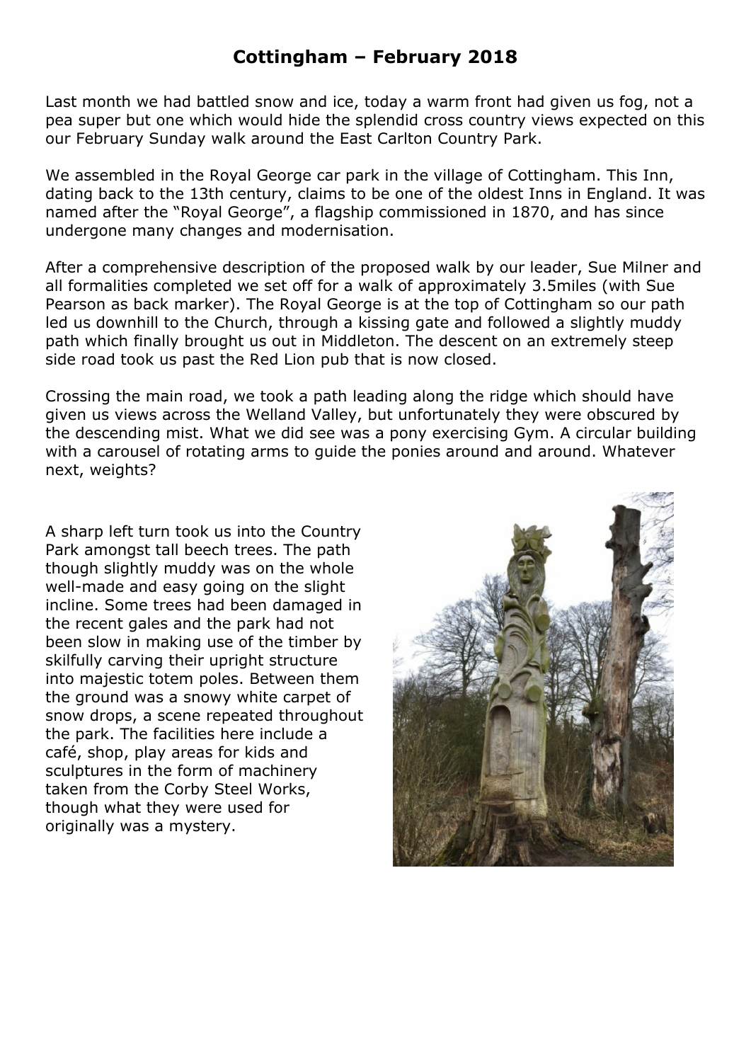# Cottingham – February 2018

Last month we had battled snow and ice, today a warm front had given us fog, not a pea super but one which would hide the splendid cross country views expected on this our February Sunday walk around the East Carlton Country Park.

We assembled in the Royal George car park in the village of Cottingham. This Inn, dating back to the 13th century, claims to be one of the oldest Inns in England. It was named after the "Royal George", a flagship commissioned in 1870, and has since undergone many changes and modernisation.

After a comprehensive description of the proposed walk by our leader, Sue Milner and all formalities completed we set off for a walk of approximately 3.5miles (with Sue Pearson as back marker). The Royal George is at the top of Cottingham so our path led us downhill to the Church, through a kissing gate and followed a slightly muddy path which finally brought us out in Middleton. The descent on an extremely steep side road took us past the Red Lion pub that is now closed.

Crossing the main road, we took a path leading along the ridge which should have given us views across the Welland Valley, but unfortunately they were obscured by the descending mist. What we did see was a pony exercising Gym. A circular building with a carousel of rotating arms to guide the ponies around and around. Whatever next, weights?

A sharp left turn took us into the Country Park amongst tall beech trees. The path though slightly muddy was on the whole well-made and easy going on the slight incline. Some trees had been damaged in the recent gales and the park had not been slow in making use of the timber by skilfully carving their upright structure into majestic totem poles. Between them the ground was a snowy white carpet of snow drops, a scene repeated throughout the park. The facilities here include a café, shop, play areas for kids and sculptures in the form of machinery taken from the Corby Steel Works, though what they were used for originally was a mystery.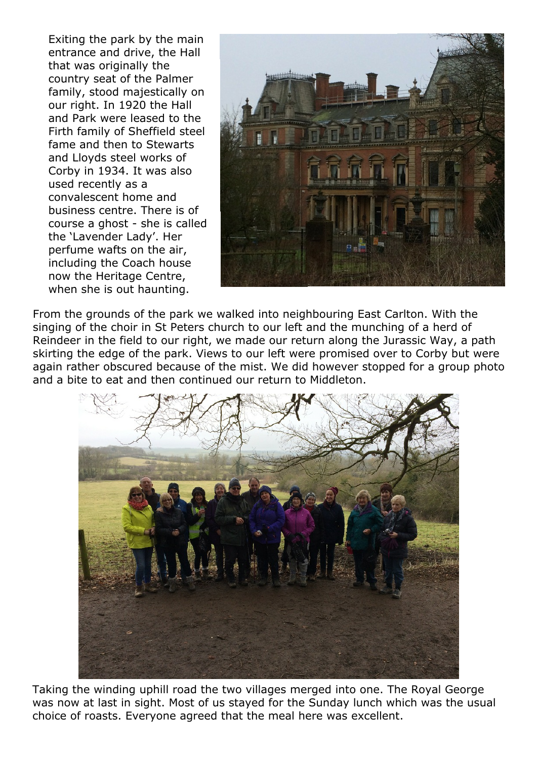Exiting the park by the main entrance and drive, the Hall that was originally the country seat of the Palmer family, stood majestically on our right. In 1920 the Hall and Park were leased to the Firth family of Sheffield steel fame and then to Stewarts and Lloyds steel works of Corby in 1934. It was also used recently as a convalescent home and business centre. There is of course a ghost - she is called the 'Lavender Lady'. Her perfume wafts on the air, including the Coach house now the Heritage Centre, when she is out haunting.

From the grounds of the park we walked into neighbouring East Carlton. With the singing of the choir in St Peters church to our left and the munching of a herd of Reindeer in the field to our right, we made our return along the Jurassic Way, a path skirting the edge of the park. Views to our left were promised over to Corby but were again rather obscured because of the mist. We did however stopped for a group photo and a bite to eat and then continued our return to Middleton.

Taking the winding uphill road the two villages merged into one. The Royal George was now at last in sight. Most of us stayed for the Sunday lunch which was the usual choice of roasts. Everyone agreed that the meal here was excellent.